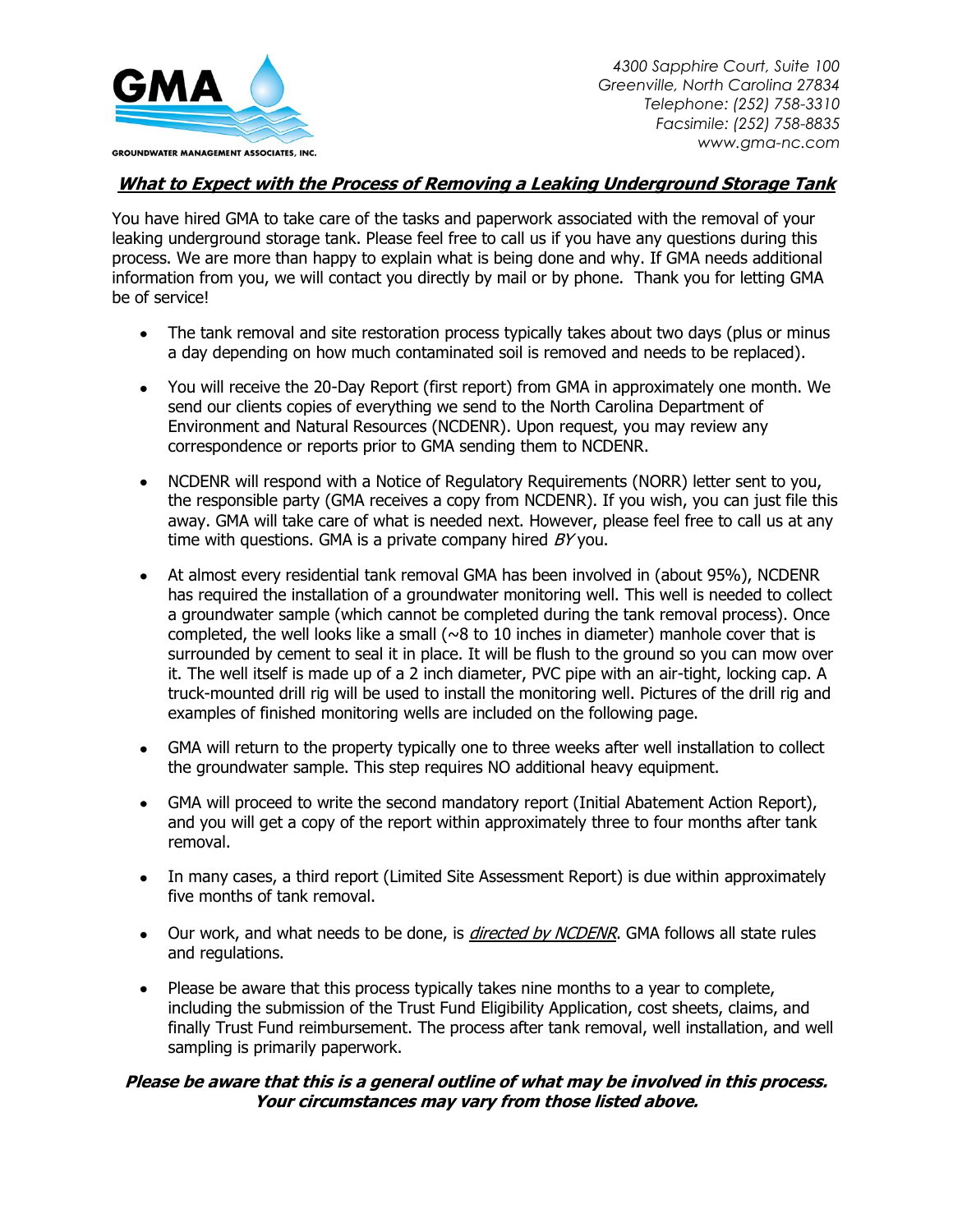GMA

GROUNDWATER MANAGEMENT ASSOCIATES, INC.

*4300 Sapphire Court, Suite 100*
*Greenville, North Carolina 27834*
*Telephone: (252) 758-3310*
*Facsimile: (252) 758-8835*
*www.gma-nc.com*

# ***What to Expect with the Process of Removing a Leaking Underground Storage Tank***

You have hired GMA to take care of the tasks and paperwork associated with the removal of your leaking underground storage tank. Please feel free to call us if you have any questions during this process. We are more than happy to explain what is being done and why. If GMA needs additional information from you, we will contact you directly by mail or by phone. Thank you for letting GMA be of service!

- The tank removal and site restoration process typically takes about two days (plus or minus a day depending on how much contaminated soil is removed and needs to be replaced).
- You will receive the 20-Day Report (first report) from GMA in approximately one month. We send our clients copies of everything we send to the North Carolina Department of Environment and Natural Resources (NCDENR). Upon request, you may review any correspondence or reports prior to GMA sending them to NCDENR.
- NCDENR will respond with a Notice of Regulatory Requirements (NORR) letter sent to you, the responsible party (GMA receives a copy from NCDENR). If you wish, you can just file this away. GMA will take care of what is needed next. However, please feel free to call us at any time with questions. GMA is a private company hired *BY* you.
- At almost every residential tank removal GMA has been involved in (about 95%), NCDENR has required the installation of a groundwater monitoring well. This well is needed to collect a groundwater sample (which cannot be completed during the tank removal process). Once completed, the well looks like a small (~8 to 10 inches in diameter) manhole cover that is surrounded by cement to seal it in place. It will be flush to the ground so you can mow over it. The well itself is made up of a 2 inch diameter, PVC pipe with an air-tight, locking cap. A truck-mounted drill rig will be used to install the monitoring well. Pictures of the drill rig and examples of finished monitoring wells are included on the following page.
- GMA will return to the property typically one to three weeks after well installation to collect the groundwater sample. This step requires NO additional heavy equipment.
- GMA will proceed to write the second mandatory report (Initial Abatement Action Report), and you will get a copy of the report within approximately three to four months after tank removal.
- In many cases, a third report (Limited Site Assessment Report) is due within approximately five months of tank removal.
- Our work, and what needs to be done, is *directed by NCDENR*. GMA follows all state rules and regulations.
- Please be aware that this process typically takes nine months to a year to complete, including the submission of the Trust Fund Eligibility Application, cost sheets, claims, and finally Trust Fund reimbursement. The process after tank removal, well installation, and well sampling is primarily paperwork.

***Please be aware that this is a general outline of what may be involved in this process. Your circumstances may vary from those listed above.***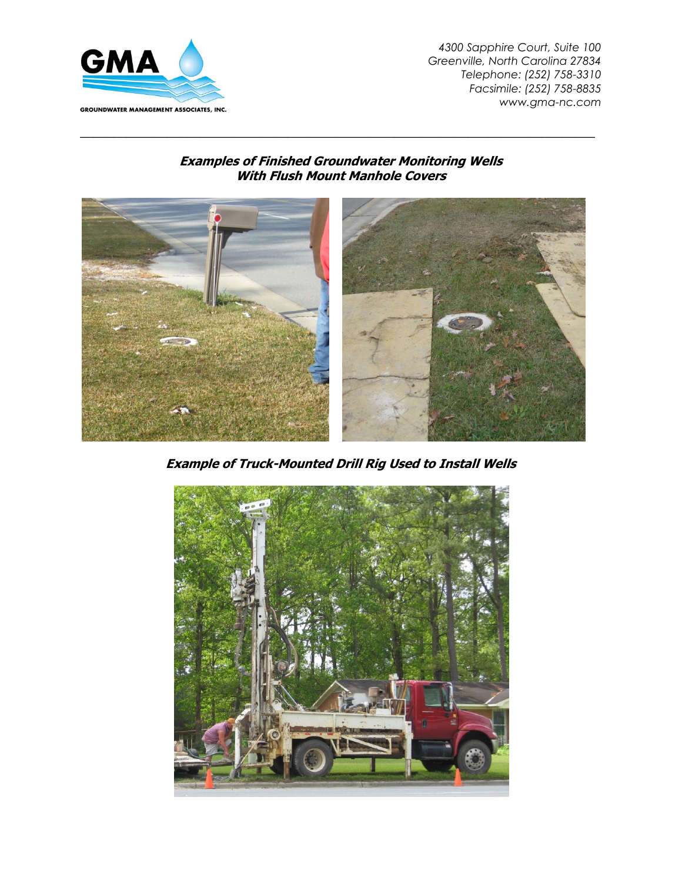GROUNDWATER MANAGEMENT ASSOCIATES, INC.

*4300 Sapphire Court, Suite 100*
*Greenville, North Carolina 27834*
*Telephone: (252) 758-3310*
*Facsimile: (252) 758-8835*
*www.gma-nc.com*

---

***Examples of Finished Groundwater Monitoring Wells With Flush Mount Manhole Covers***

***Example of Truck-Mounted Drill Rig Used to Install Wells***